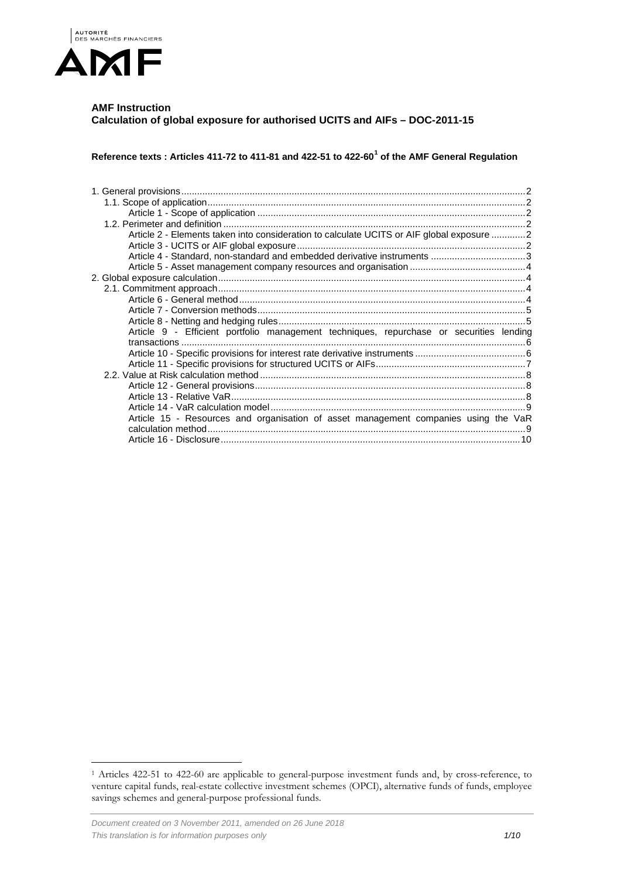AUTORITÉ DES MARCHÉS FINANCIERS

AMF

**AMF Instruction**
**Calculation of global exposure for authorised UCITS and AIFs – DOC-2011-15**

**Reference texts : Articles 411-72 to 411-81 and 422-51 to 422-60[1] of the AMF General Regulation**

1. General provisions ..... 2
   - 1.1. Scope of application ..... 2
     - Article 1 - Scope of application ..... 2
   - 1.2. Perimeter and definition ..... 2
     - Article 2 - Elements taken into consideration to calculate UCITS or AIF global exposure ..... 2
     - Article 3 - UCITS or AIF global exposure ..... 2
     - Article 4 - Standard, non-standard and embedded derivative instruments ..... 3
     - Article 5 - Asset management company resources and organisation ..... 4
2. Global exposure calculation ..... 4
   - 2.1. Commitment approach ..... 4
     - Article 6 - General method ..... 4
     - Article 7 - Conversion methods ..... 5
     - Article 8 - Netting and hedging rules ..... 5
     - Article 9 - Efficient portfolio management techniques, repurchase or securities lending transactions ..... 6
     - Article 10 - Specific provisions for interest rate derivative instruments ..... 6
     - Article 11 - Specific provisions for structured UCITS or AIFs ..... 7
   - 2.2. Value at Risk calculation method ..... 8
     - Article 12 - General provisions ..... 8
     - Article 13 - Relative VaR ..... 8
     - Article 14 - VaR calculation model ..... 9
     - Article 15 - Resources and organisation of asset management companies using the VaR calculation method ..... 9
     - Article 16 - Disclosure ..... 10

[1] Articles 422-51 to 422-60 are applicable to general-purpose investment funds and, by cross-reference, to venture capital funds, real-estate collective investment schemes (OPCI), alternative funds of funds, employee savings schemes and general-purpose professional funds.

*Document created on 3 November 2011, amended on 26 June 2018*
*This translation is for information purposes only*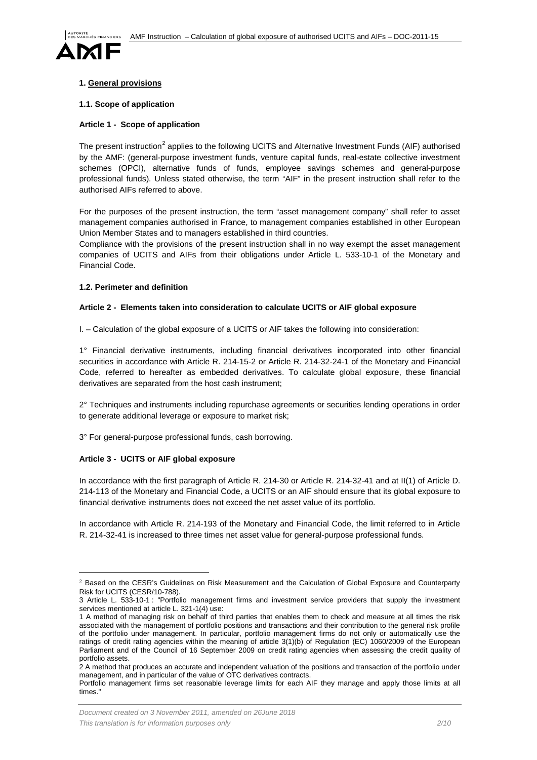**1. General provisions**

**1.1. Scope of application**

**Article 1 - Scope of application**

The present instruction[2] applies to the following UCITS and Alternative Investment Funds (AIF) authorised by the AMF: (general-purpose investment funds, venture capital funds, real-estate collective investment schemes (OPCI), alternative funds of funds, employee savings schemes and general-purpose professional funds). Unless stated otherwise, the term "AIF" in the present instruction shall refer to the authorised AIFs referred to above.

For the purposes of the present instruction, the term "asset management company" shall refer to asset management companies authorised in France, to management companies established in other European Union Member States and to managers established in third countries.

Compliance with the provisions of the present instruction shall in no way exempt the asset management companies of UCITS and AIFs from their obligations under Article L. 533-10-1 of the Monetary and Financial Code.

**1.2. Perimeter and definition**

**Article 2 - Elements taken into consideration to calculate UCITS or AIF global exposure**

I. – Calculation of the global exposure of a UCITS or AIF takes the following into consideration:

1° Financial derivative instruments, including financial derivatives incorporated into other financial securities in accordance with Article R. 214-15-2 or Article R. 214-32-24-1 of the Monetary and Financial Code, referred to hereafter as embedded derivatives. To calculate global exposure, these financial derivatives are separated from the host cash instrument;

2° Techniques and instruments including repurchase agreements or securities lending operations in order to generate additional leverage or exposure to market risk;

3° For general-purpose professional funds, cash borrowing.

**Article 3 - UCITS or AIF global exposure**

In accordance with the first paragraph of Article R. 214-30 or Article R. 214-32-41 and at II(1) of Article D. 214-113 of the Monetary and Financial Code, a UCITS or an AIF should ensure that its global exposure to financial derivative instruments does not exceed the net asset value of its portfolio.

In accordance with Article R. 214-193 of the Monetary and Financial Code, the limit referred to in Article R. 214-32-41 is increased to three times net asset value for general-purpose professional funds.

---

[2] Based on the CESR's Guidelines on Risk Measurement and the Calculation of Global Exposure and Counterparty Risk for UCITS (CESR/10-788).

3 Article L. 533-10-1 : "Portfolio management firms and investment service providers that supply the investment services mentioned at article L. 321-1(4) use:

1 A method of managing risk on behalf of third parties that enables them to check and measure at all times the risk associated with the management of portfolio positions and transactions and their contribution to the general risk profile of the portfolio under management. In particular, portfolio management firms do not only or automatically use the ratings of credit rating agencies within the meaning of article 3(1)(b) of Regulation (EC) 1060/2009 of the European Parliament and of the Council of 16 September 2009 on credit rating agencies when assessing the credit quality of portfolio assets.

2 A method that produces an accurate and independent valuation of the positions and transaction of the portfolio under management, and in particular of the value of OTC derivatives contracts.

Portfolio management firms set reasonable leverage limits for each AIF they manage and apply those limits at all times."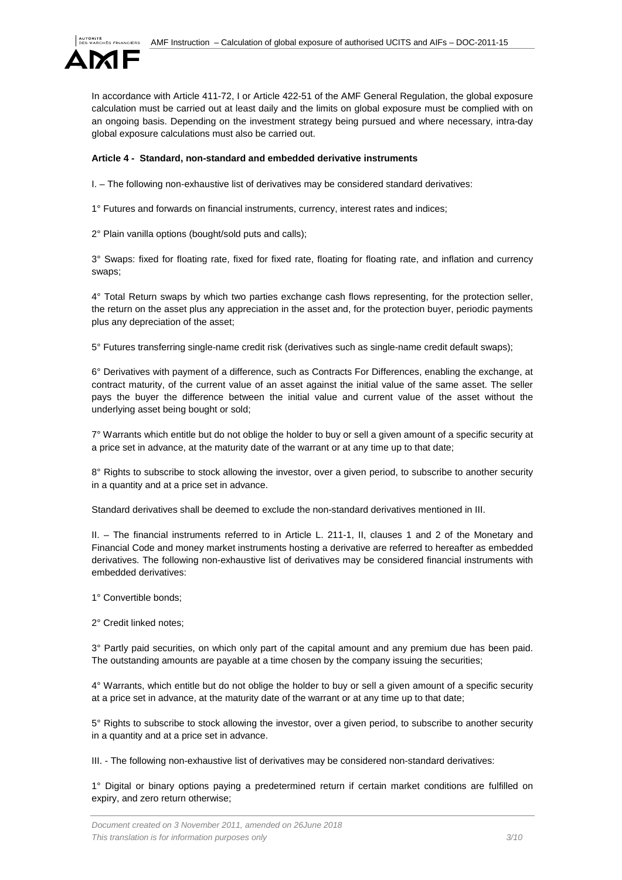In accordance with Article 411-72, I or Article 422-51 of the AMF General Regulation, the global exposure calculation must be carried out at least daily and the limits on global exposure must be complied with on an ongoing basis. Depending on the investment strategy being pursued and where necessary, intra-day global exposure calculations must also be carried out.

**Article 4 - Standard, non-standard and embedded derivative instruments**

I. – The following non-exhaustive list of derivatives may be considered standard derivatives:

1° Futures and forwards on financial instruments, currency, interest rates and indices;

2° Plain vanilla options (bought/sold puts and calls);

3° Swaps: fixed for floating rate, fixed for fixed rate, floating for floating rate, and inflation and currency swaps;

4° Total Return swaps by which two parties exchange cash flows representing, for the protection seller, the return on the asset plus any appreciation in the asset and, for the protection buyer, periodic payments plus any depreciation of the asset;

5° Futures transferring single-name credit risk (derivatives such as single-name credit default swaps);

6° Derivatives with payment of a difference, such as Contracts For Differences, enabling the exchange, at contract maturity, of the current value of an asset against the initial value of the same asset. The seller pays the buyer the difference between the initial value and current value of the asset without the underlying asset being bought or sold;

7° Warrants which entitle but do not oblige the holder to buy or sell a given amount of a specific security at a price set in advance, at the maturity date of the warrant or at any time up to that date;

8° Rights to subscribe to stock allowing the investor, over a given period, to subscribe to another security in a quantity and at a price set in advance.

Standard derivatives shall be deemed to exclude the non-standard derivatives mentioned in III.

II. – The financial instruments referred to in Article L. 211-1, II, clauses 1 and 2 of the Monetary and Financial Code and money market instruments hosting a derivative are referred to hereafter as embedded derivatives. The following non-exhaustive list of derivatives may be considered financial instruments with embedded derivatives:

1° Convertible bonds;

2° Credit linked notes;

3° Partly paid securities, on which only part of the capital amount and any premium due has been paid. The outstanding amounts are payable at a time chosen by the company issuing the securities;

4° Warrants, which entitle but do not oblige the holder to buy or sell a given amount of a specific security at a price set in advance, at the maturity date of the warrant or at any time up to that date;

5° Rights to subscribe to stock allowing the investor, over a given period, to subscribe to another security in a quantity and at a price set in advance.

III. - The following non-exhaustive list of derivatives may be considered non-standard derivatives:

1° Digital or binary options paying a predetermined return if certain market conditions are fulfilled on expiry, and zero return otherwise;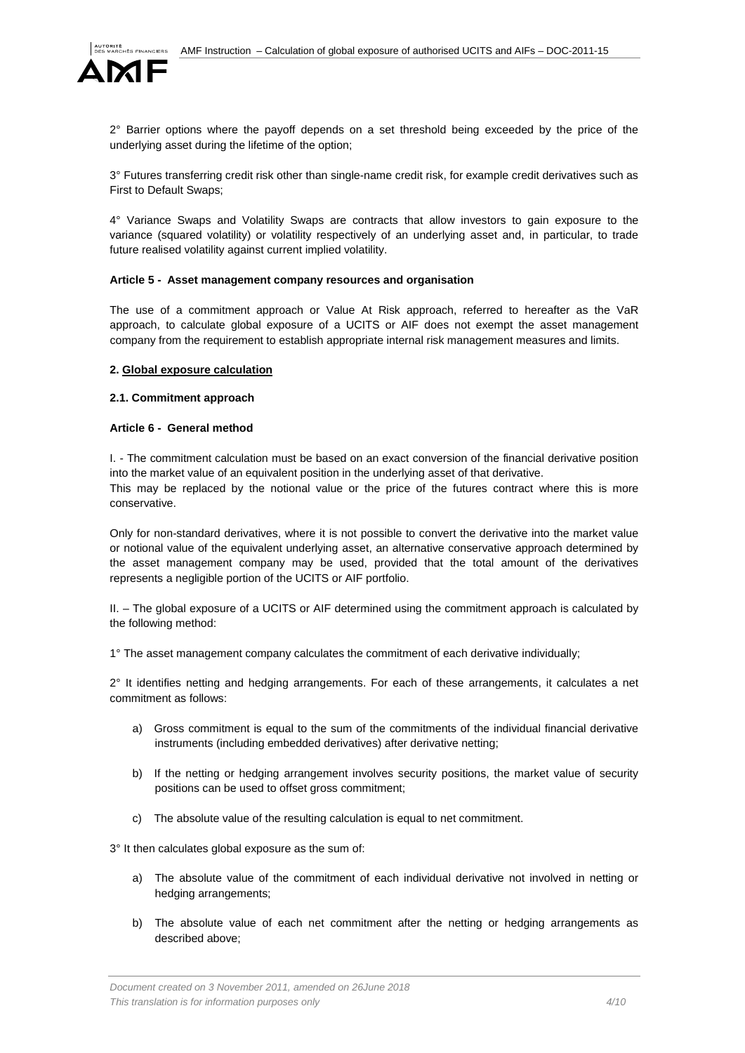2° Barrier options where the payoff depends on a set threshold being exceeded by the price of the underlying asset during the lifetime of the option;

3° Futures transferring credit risk other than single-name credit risk, for example credit derivatives such as First to Default Swaps;

4° Variance Swaps and Volatility Swaps are contracts that allow investors to gain exposure to the variance (squared volatility) or volatility respectively of an underlying asset and, in particular, to trade future realised volatility against current implied volatility.

**Article 5 - Asset management company resources and organisation**

The use of a commitment approach or Value At Risk approach, referred to hereafter as the VaR approach, to calculate global exposure of a UCITS or AIF does not exempt the asset management company from the requirement to establish appropriate internal risk management measures and limits.

## 2. Global exposure calculation

### 2.1. Commitment approach

**Article 6 - General method**

I. - The commitment calculation must be based on an exact conversion of the financial derivative position into the market value of an equivalent position in the underlying asset of that derivative.
This may be replaced by the notional value or the price of the futures contract where this is more conservative.

Only for non-standard derivatives, where it is not possible to convert the derivative into the market value or notional value of the equivalent underlying asset, an alternative conservative approach determined by the asset management company may be used, provided that the total amount of the derivatives represents a negligible portion of the UCITS or AIF portfolio.

II. – The global exposure of a UCITS or AIF determined using the commitment approach is calculated by the following method:

1° The asset management company calculates the commitment of each derivative individually;

2° It identifies netting and hedging arrangements. For each of these arrangements, it calculates a net commitment as follows:

a) Gross commitment is equal to the sum of the commitments of the individual financial derivative instruments (including embedded derivatives) after derivative netting;

b) If the netting or hedging arrangement involves security positions, the market value of security positions can be used to offset gross commitment;

c) The absolute value of the resulting calculation is equal to net commitment.

3° It then calculates global exposure as the sum of:

a) The absolute value of the commitment of each individual derivative not involved in netting or hedging arrangements;

b) The absolute value of each net commitment after the netting or hedging arrangements as described above;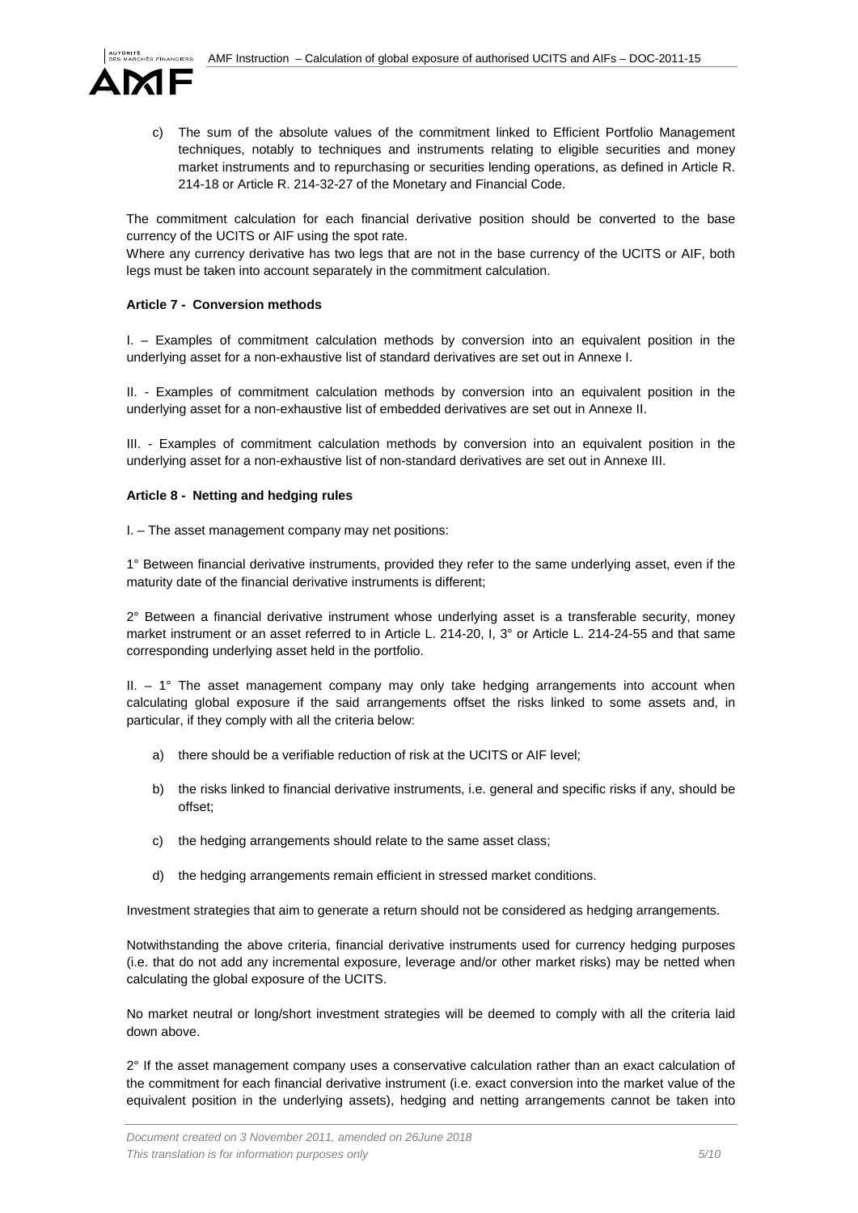c) The sum of the absolute values of the commitment linked to Efficient Portfolio Management techniques, notably to techniques and instruments relating to eligible securities and money market instruments and to repurchasing or securities lending operations, as defined in Article R. 214-18 or Article R. 214-32-27 of the Monetary and Financial Code.

The commitment calculation for each financial derivative position should be converted to the base currency of the UCITS or AIF using the spot rate.

Where any currency derivative has two legs that are not in the base currency of the UCITS or AIF, both legs must be taken into account separately in the commitment calculation.

**Article 7 - Conversion methods**

I. – Examples of commitment calculation methods by conversion into an equivalent position in the underlying asset for a non-exhaustive list of standard derivatives are set out in Annexe I.

II. - Examples of commitment calculation methods by conversion into an equivalent position in the underlying asset for a non-exhaustive list of embedded derivatives are set out in Annexe II.

III. - Examples of commitment calculation methods by conversion into an equivalent position in the underlying asset for a non-exhaustive list of non-standard derivatives are set out in Annexe III.

**Article 8 - Netting and hedging rules**

I. – The asset management company may net positions:

1° Between financial derivative instruments, provided they refer to the same underlying asset, even if the maturity date of the financial derivative instruments is different;

2° Between a financial derivative instrument whose underlying asset is a transferable security, money market instrument or an asset referred to in Article L. 214-20, I, 3° or Article L. 214-24-55 and that same corresponding underlying asset held in the portfolio.

II. – 1° The asset management company may only take hedging arrangements into account when calculating global exposure if the said arrangements offset the risks linked to some assets and, in particular, if they comply with all the criteria below:

a) there should be a verifiable reduction of risk at the UCITS or AIF level;

b) the risks linked to financial derivative instruments, i.e. general and specific risks if any, should be offset;

c) the hedging arrangements should relate to the same asset class;

d) the hedging arrangements remain efficient in stressed market conditions.

Investment strategies that aim to generate a return should not be considered as hedging arrangements.

Notwithstanding the above criteria, financial derivative instruments used for currency hedging purposes (i.e. that do not add any incremental exposure, leverage and/or other market risks) may be netted when calculating the global exposure of the UCITS.

No market neutral or long/short investment strategies will be deemed to comply with all the criteria laid down above.

2° If the asset management company uses a conservative calculation rather than an exact calculation of the commitment for each financial derivative instrument (i.e. exact conversion into the market value of the equivalent position in the underlying assets), hedging and netting arrangements cannot be taken into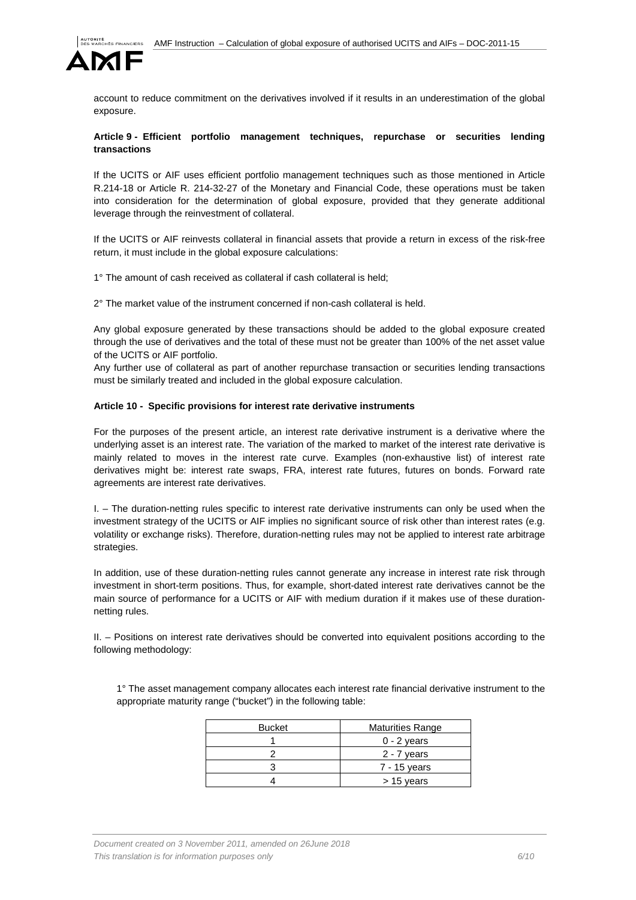account to reduce commitment on the derivatives involved if it results in an underestimation of the global exposure.

**Article 9 - Efficient portfolio management techniques, repurchase or securities lending transactions**

If the UCITS or AIF uses efficient portfolio management techniques such as those mentioned in Article R.214-18 or Article R. 214-32-27 of the Monetary and Financial Code, these operations must be taken into consideration for the determination of global exposure, provided that they generate additional leverage through the reinvestment of collateral.

If the UCITS or AIF reinvests collateral in financial assets that provide a return in excess of the risk-free return, it must include in the global exposure calculations:

1° The amount of cash received as collateral if cash collateral is held;

2° The market value of the instrument concerned if non-cash collateral is held.

Any global exposure generated by these transactions should be added to the global exposure created through the use of derivatives and the total of these must not be greater than 100% of the net asset value of the UCITS or AIF portfolio.
Any further use of collateral as part of another repurchase transaction or securities lending transactions must be similarly treated and included in the global exposure calculation.

**Article 10 - Specific provisions for interest rate derivative instruments**

For the purposes of the present article, an interest rate derivative instrument is a derivative where the underlying asset is an interest rate. The variation of the marked to market of the interest rate derivative is mainly related to moves in the interest rate curve. Examples (non-exhaustive list) of interest rate derivatives might be: interest rate swaps, FRA, interest rate futures, futures on bonds. Forward rate agreements are interest rate derivatives.

I. – The duration-netting rules specific to interest rate derivative instruments can only be used when the investment strategy of the UCITS or AIF implies no significant source of risk other than interest rates (e.g. volatility or exchange risks). Therefore, duration-netting rules may not be applied to interest rate arbitrage strategies.

In addition, use of these duration-netting rules cannot generate any increase in interest rate risk through investment in short-term positions. Thus, for example, short-dated interest rate derivatives cannot be the main source of performance for a UCITS or AIF with medium duration if it makes use of these duration-netting rules.

II. – Positions on interest rate derivatives should be converted into equivalent positions according to the following methodology:

1° The asset management company allocates each interest rate financial derivative instrument to the appropriate maturity range ("bucket") in the following table:

| Bucket | Maturities Range |
|---|---|
| 1 | 0 - 2 years |
| 2 | 2 - 7 years |
| 3 | 7 - 15 years |
| 4 | > 15 years |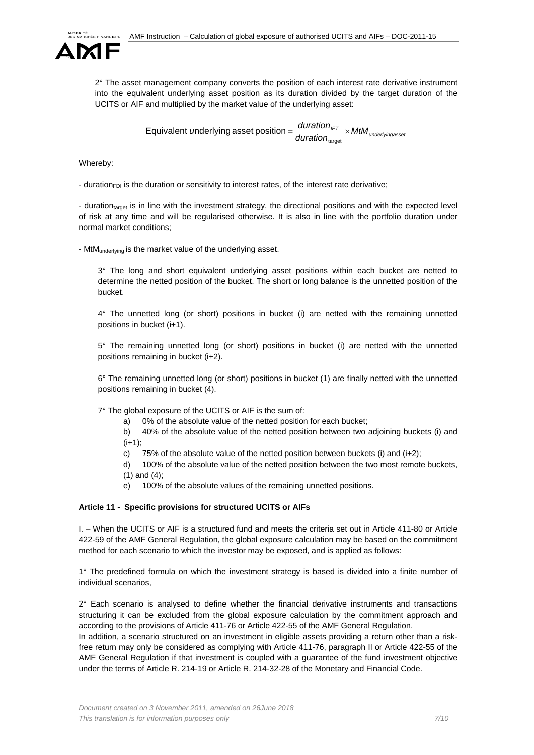2° The asset management company converts the position of each interest rate derivative instrument into the equivalent underlying asset position as its duration divided by the target duration of the UCITS or AIF and multiplied by the market value of the underlying asset:

$$\text{Equivalent underlying asset position} = \frac{duration_{IFT}}{duration_{\text{target}}} \times MtM_{underlyingasset}$$

Whereby:

- $duration_{FDI}$ is the duration or sensitivity to interest rates, of the interest rate derivative;

- $duration_{target}$ is in line with the investment strategy, the directional positions and with the expected level of risk at any time and will be regularised otherwise. It is also in line with the portfolio duration under normal market conditions;

- $MtM_{underlying}$ is the market value of the underlying asset.

3° The long and short equivalent underlying asset positions within each bucket are netted to determine the netted position of the bucket. The short or long balance is the unnetted position of the bucket.

4° The unnetted long (or short) positions in bucket (i) are netted with the remaining unnetted positions in bucket (i+1).

5° The remaining unnetted long (or short) positions in bucket (i) are netted with the unnetted positions remaining in bucket (i+2).

6° The remaining unnetted long (or short) positions in bucket (1) are finally netted with the unnetted positions remaining in bucket (4).

7° The global exposure of the UCITS or AIF is the sum of:

a) 0% of the absolute value of the netted position for each bucket;

b) 40% of the absolute value of the netted position between two adjoining buckets (i) and (i+1);

c) 75% of the absolute value of the netted position between buckets (i) and (i+2);

d) 100% of the absolute value of the netted position between the two most remote buckets, (1) and (4);

e) 100% of the absolute values of the remaining unnetted positions.

**Article 11 - Specific provisions for structured UCITS or AIFs**

I. – When the UCITS or AIF is a structured fund and meets the criteria set out in Article 411-80 or Article 422-59 of the AMF General Regulation, the global exposure calculation may be based on the commitment method for each scenario to which the investor may be exposed, and is applied as follows:

1° The predefined formula on which the investment strategy is based is divided into a finite number of individual scenarios,

2° Each scenario is analysed to define whether the financial derivative instruments and transactions structuring it can be excluded from the global exposure calculation by the commitment approach and according to the provisions of Article 411-76 or Article 422-55 of the AMF General Regulation.

In addition, a scenario structured on an investment in eligible assets providing a return other than a risk-free return may only be considered as complying with Article 411-76, paragraph II or Article 422-55 of the AMF General Regulation if that investment is coupled with a guarantee of the fund investment objective under the terms of Article R. 214-19 or Article R. 214-32-28 of the Monetary and Financial Code.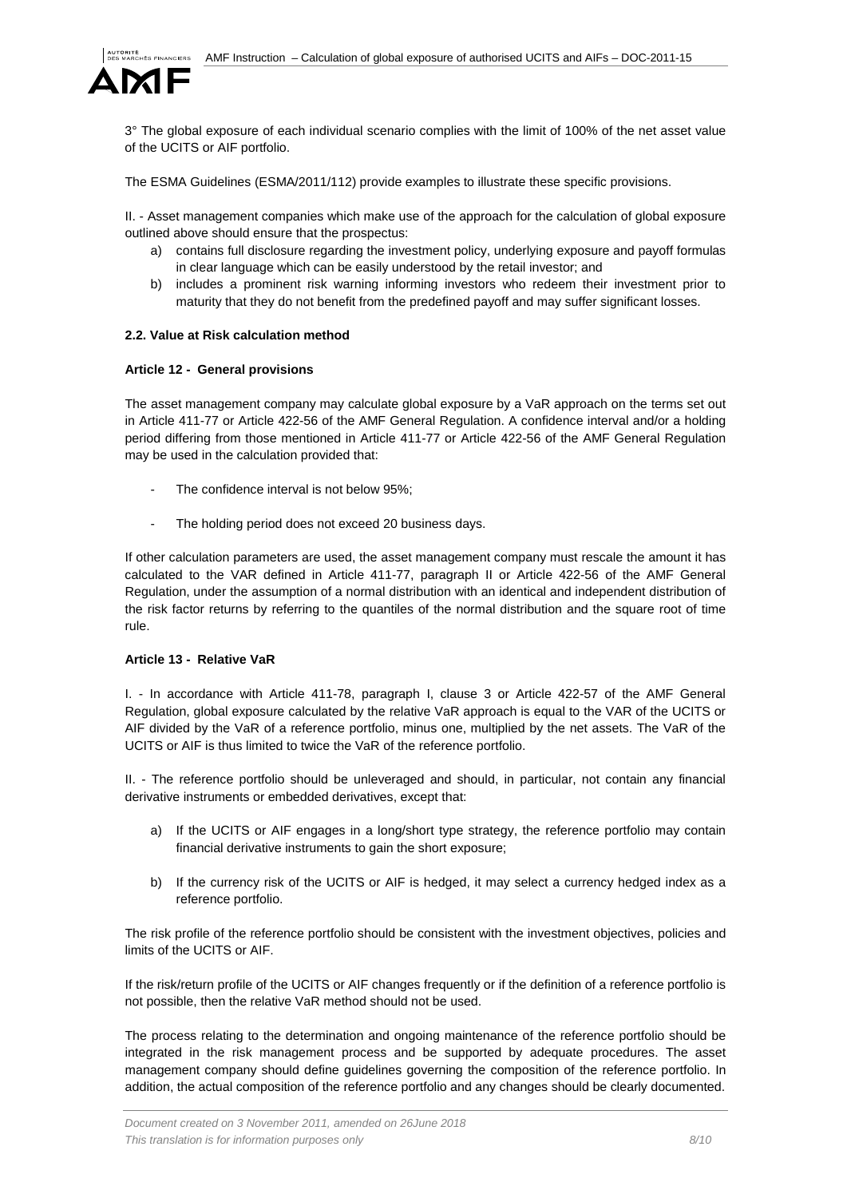3° The global exposure of each individual scenario complies with the limit of 100% of the net asset value of the UCITS or AIF portfolio.

The ESMA Guidelines (ESMA/2011/112) provide examples to illustrate these specific provisions.

II. - Asset management companies which make use of the approach for the calculation of global exposure outlined above should ensure that the prospectus:

a) contains full disclosure regarding the investment policy, underlying exposure and payoff formulas in clear language which can be easily understood by the retail investor; and
b) includes a prominent risk warning informing investors who redeem their investment prior to maturity that they do not benefit from the predefined payoff and may suffer significant losses.

### 2.2. Value at Risk calculation method

#### Article 12 - General provisions

The asset management company may calculate global exposure by a VaR approach on the terms set out in Article 411-77 or Article 422-56 of the AMF General Regulation. A confidence interval and/or a holding period differing from those mentioned in Article 411-77 or Article 422-56 of the AMF General Regulation may be used in the calculation provided that:

- The confidence interval is not below 95%;
- The holding period does not exceed 20 business days.

If other calculation parameters are used, the asset management company must rescale the amount it has calculated to the VAR defined in Article 411-77, paragraph II or Article 422-56 of the AMF General Regulation, under the assumption of a normal distribution with an identical and independent distribution of the risk factor returns by referring to the quantiles of the normal distribution and the square root of time rule.

#### Article 13 - Relative VaR

I. - In accordance with Article 411-78, paragraph I, clause 3 or Article 422-57 of the AMF General Regulation, global exposure calculated by the relative VaR approach is equal to the VAR of the UCITS or AIF divided by the VaR of a reference portfolio, minus one, multiplied by the net assets. The VaR of the UCITS or AIF is thus limited to twice the VaR of the reference portfolio.

II. - The reference portfolio should be unleveraged and should, in particular, not contain any financial derivative instruments or embedded derivatives, except that:

a) If the UCITS or AIF engages in a long/short type strategy, the reference portfolio may contain financial derivative instruments to gain the short exposure;
b) If the currency risk of the UCITS or AIF is hedged, it may select a currency hedged index as a reference portfolio.

The risk profile of the reference portfolio should be consistent with the investment objectives, policies and limits of the UCITS or AIF.

If the risk/return profile of the UCITS or AIF changes frequently or if the definition of a reference portfolio is not possible, then the relative VaR method should not be used.

The process relating to the determination and ongoing maintenance of the reference portfolio should be integrated in the risk management process and be supported by adequate procedures. The asset management company should define guidelines governing the composition of the reference portfolio. In addition, the actual composition of the reference portfolio and any changes should be clearly documented.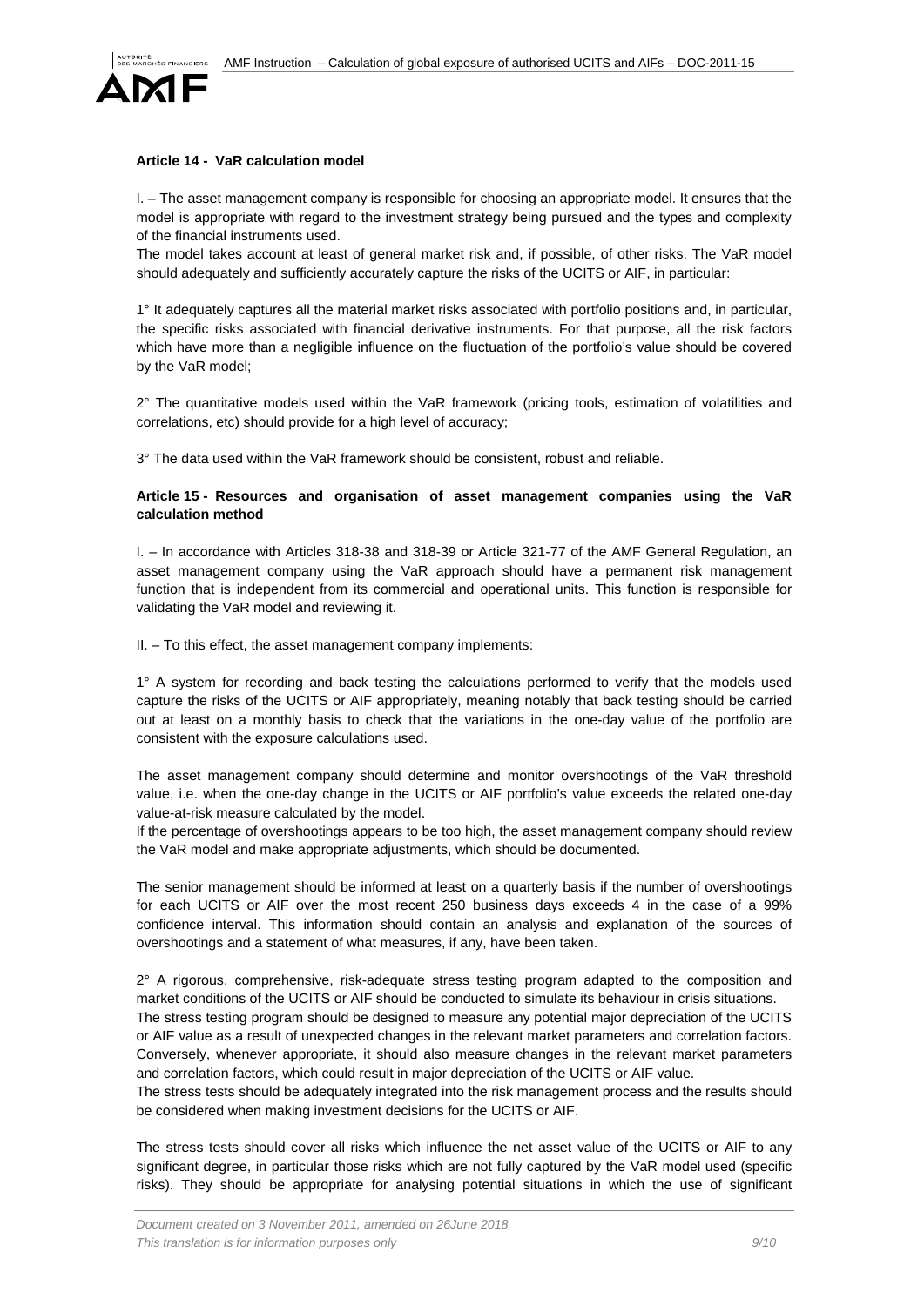**Article 14 - VaR calculation model**

I. – The asset management company is responsible for choosing an appropriate model. It ensures that the model is appropriate with regard to the investment strategy being pursued and the types and complexity of the financial instruments used.

The model takes account at least of general market risk and, if possible, of other risks. The VaR model should adequately and sufficiently accurately capture the risks of the UCITS or AIF, in particular:

1° It adequately captures all the material market risks associated with portfolio positions and, in particular, the specific risks associated with financial derivative instruments. For that purpose, all the risk factors which have more than a negligible influence on the fluctuation of the portfolio's value should be covered by the VaR model;

2° The quantitative models used within the VaR framework (pricing tools, estimation of volatilities and correlations, etc) should provide for a high level of accuracy;

3° The data used within the VaR framework should be consistent, robust and reliable.

**Article 15 - Resources and organisation of asset management companies using the VaR calculation method**

I. – In accordance with Articles 318-38 and 318-39 or Article 321-77 of the AMF General Regulation, an asset management company using the VaR approach should have a permanent risk management function that is independent from its commercial and operational units. This function is responsible for validating the VaR model and reviewing it.

II. – To this effect, the asset management company implements:

1° A system for recording and back testing the calculations performed to verify that the models used capture the risks of the UCITS or AIF appropriately, meaning notably that back testing should be carried out at least on a monthly basis to check that the variations in the one-day value of the portfolio are consistent with the exposure calculations used.

The asset management company should determine and monitor overshootings of the VaR threshold value, i.e. when the one-day change in the UCITS or AIF portfolio's value exceeds the related one-day value-at-risk measure calculated by the model.

If the percentage of overshootings appears to be too high, the asset management company should review the VaR model and make appropriate adjustments, which should be documented.

The senior management should be informed at least on a quarterly basis if the number of overshootings for each UCITS or AIF over the most recent 250 business days exceeds 4 in the case of a 99% confidence interval. This information should contain an analysis and explanation of the sources of overshootings and a statement of what measures, if any, have been taken.

2° A rigorous, comprehensive, risk-adequate stress testing program adapted to the composition and market conditions of the UCITS or AIF should be conducted to simulate its behaviour in crisis situations.

The stress testing program should be designed to measure any potential major depreciation of the UCITS or AIF value as a result of unexpected changes in the relevant market parameters and correlation factors. Conversely, whenever appropriate, it should also measure changes in the relevant market parameters and correlation factors, which could result in major depreciation of the UCITS or AIF value.

The stress tests should be adequately integrated into the risk management process and the results should be considered when making investment decisions for the UCITS or AIF.

The stress tests should cover all risks which influence the net asset value of the UCITS or AIF to any significant degree, in particular those risks which are not fully captured by the VaR model used (specific risks). They should be appropriate for analysing potential situations in which the use of significant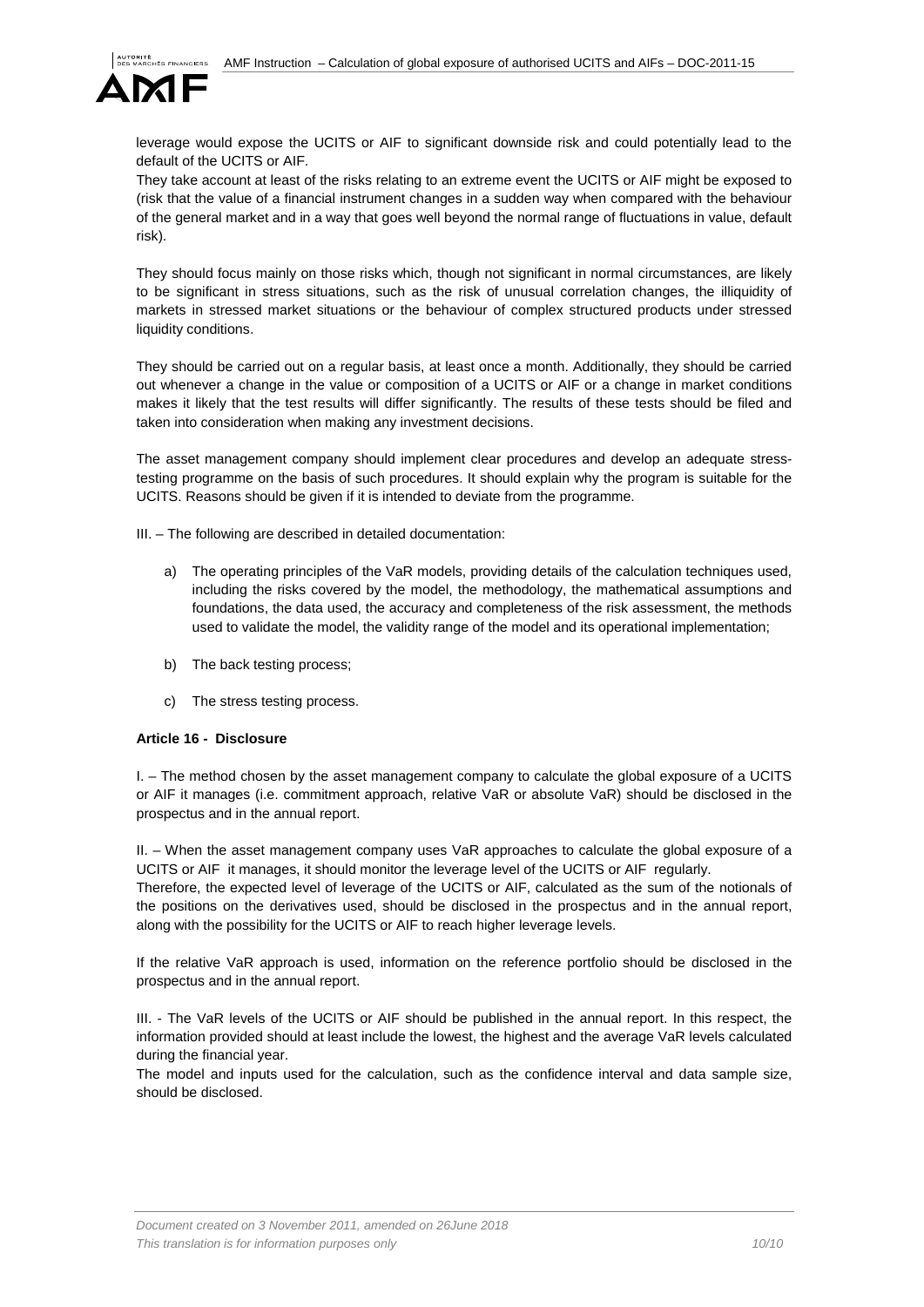leverage would expose the UCITS or AIF to significant downside risk and could potentially lead to the default of the UCITS or AIF.

They take account at least of the risks relating to an extreme event the UCITS or AIF might be exposed to (risk that the value of a financial instrument changes in a sudden way when compared with the behaviour of the general market and in a way that goes well beyond the normal range of fluctuations in value, default risk).

They should focus mainly on those risks which, though not significant in normal circumstances, are likely to be significant in stress situations, such as the risk of unusual correlation changes, the illiquidity of markets in stressed market situations or the behaviour of complex structured products under stressed liquidity conditions.

They should be carried out on a regular basis, at least once a month. Additionally, they should be carried out whenever a change in the value or composition of a UCITS or AIF or a change in market conditions makes it likely that the test results will differ significantly. The results of these tests should be filed and taken into consideration when making any investment decisions.

The asset management company should implement clear procedures and develop an adequate stress-testing programme on the basis of such procedures. It should explain why the program is suitable for the UCITS. Reasons should be given if it is intended to deviate from the programme.

III. – The following are described in detailed documentation:

a) The operating principles of the VaR models, providing details of the calculation techniques used, including the risks covered by the model, the methodology, the mathematical assumptions and foundations, the data used, the accuracy and completeness of the risk assessment, the methods used to validate the model, the validity range of the model and its operational implementation;

b) The back testing process;

c) The stress testing process.

### Article 16 - Disclosure

I. – The method chosen by the asset management company to calculate the global exposure of a UCITS or AIF it manages (i.e. commitment approach, relative VaR or absolute VaR) should be disclosed in the prospectus and in the annual report.

II. – When the asset management company uses VaR approaches to calculate the global exposure of a UCITS or AIF it manages, it should monitor the leverage level of the UCITS or AIF regularly.

Therefore, the expected level of leverage of the UCITS or AIF, calculated as the sum of the notionals of the positions on the derivatives used, should be disclosed in the prospectus and in the annual report, along with the possibility for the UCITS or AIF to reach higher leverage levels.

If the relative VaR approach is used, information on the reference portfolio should be disclosed in the prospectus and in the annual report.

III. - The VaR levels of the UCITS or AIF should be published in the annual report. In this respect, the information provided should at least include the lowest, the highest and the average VaR levels calculated during the financial year.

The model and inputs used for the calculation, such as the confidence interval and data sample size, should be disclosed.